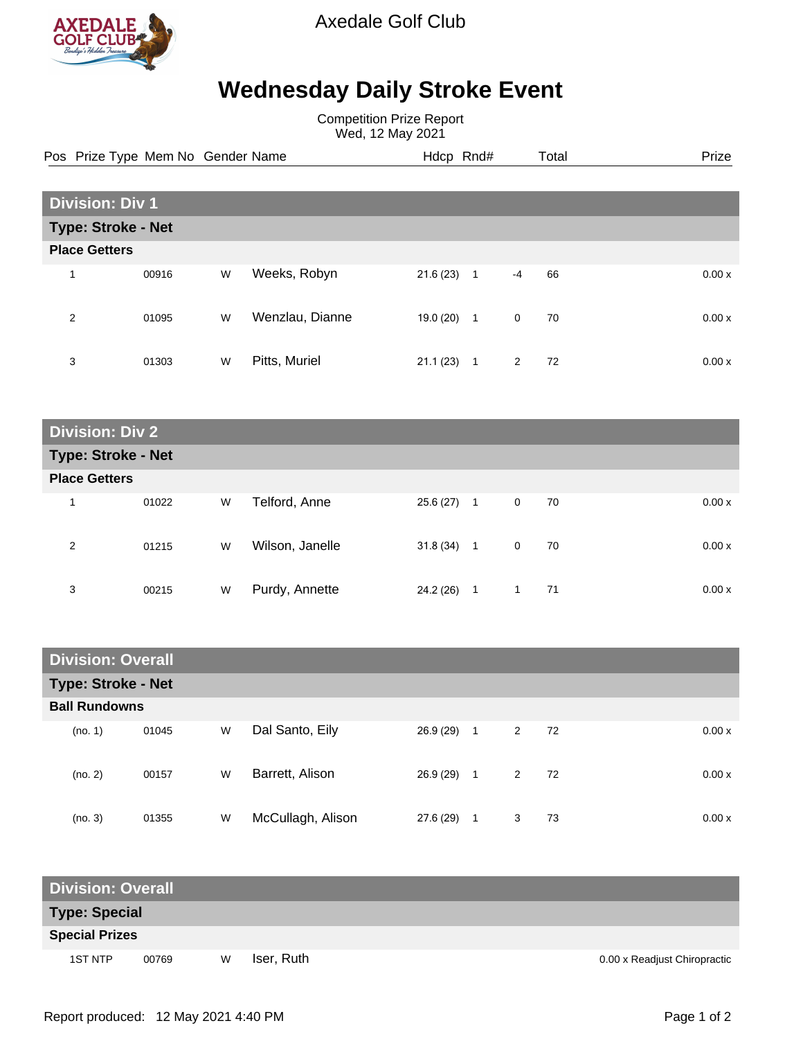Axedale Golf Club

# Wednesday Daily Stroke Event

Competition Prize Report
Wed, 12 May 2021

| Pos | Prize Type | Mem No | Gender | Name | Hdcp | Rnd# | | Total | Prize |
|---|---|---|---|---|---|---|---|---|---|
| **Division: Div 1** | | | | | | | | | |
| **Type: Stroke - Net** | | | | | | | | | |
| **Place Getters** | | | | | | | | | |
| 1 | | 00916 | W | Weeks, Robyn | 21.6 (23) | 1 | -4 | 66 | 0.00 x |
| 2 | | 01095 | W | Wenzlau, Dianne | 19.0 (20) | 1 | 0 | 70 | 0.00 x |
| 3 | | 01303 | W | Pitts, Muriel | 21.1 (23) | 1 | 2 | 72 | 0.00 x |
| **Division: Div 2** | | | | | | | | | |
| **Type: Stroke - Net** | | | | | | | | | |
| **Place Getters** | | | | | | | | | |
| 1 | | 01022 | W | Telford, Anne | 25.6 (27) | 1 | 0 | 70 | 0.00 x |
| 2 | | 01215 | W | Wilson, Janelle | 31.8 (34) | 1 | 0 | 70 | 0.00 x |
| 3 | | 00215 | W | Purdy, Annette | 24.2 (26) | 1 | 1 | 71 | 0.00 x |
| **Division: Overall** | | | | | | | | | |
| **Type: Stroke - Net** | | | | | | | | | |
| **Ball Rundowns** | | | | | | | | | |
| (no. 1) | | 01045 | W | Dal Santo, Eily | 26.9 (29) | 1 | 2 | 72 | 0.00 x |
| (no. 2) | | 00157 | W | Barrett, Alison | 26.9 (29) | 1 | 2 | 72 | 0.00 x |
| (no. 3) | | 01355 | W | McCullagh, Alison | 27.6 (29) | 1 | 3 | 73 | 0.00 x |
| **Division: Overall** | | | | | | | | | |
| **Type: Special** | | | | | | | | | |
| **Special Prizes** | | | | | | | | | |
| | 1ST NTP | 00769 | W | Iser, Ruth | | | | | 0.00 x Readjust Chiropractic |

Report produced: 12 May 2021 4:40 PM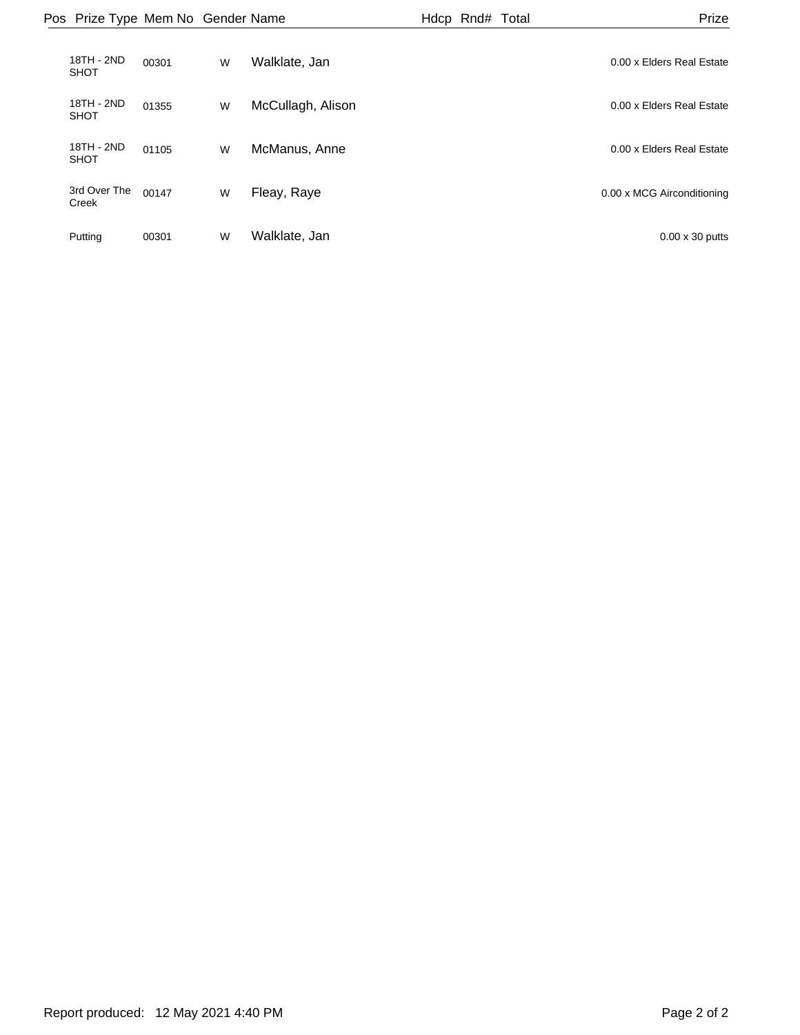| Pos | Prize Type | Mem No | Gender | Name | Hdcp | Rnd# | Total | Prize |
|---|---|---|---|---|---|---|---|---|
| | 18TH - 2ND SHOT | 00301 | W | Walklate, Jan | | | | 0.00 x Elders Real Estate |
| | 18TH - 2ND SHOT | 01355 | W | McCullagh, Alison | | | | 0.00 x Elders Real Estate |
| | 18TH - 2ND SHOT | 01105 | W | McManus, Anne | | | | 0.00 x Elders Real Estate |
| | 3rd Over The Creek | 00147 | W | Fleay, Raye | | | | 0.00 x MCG Airconditioning |
| | Putting | 00301 | W | Walklate, Jan | | | | 0.00 x 30 putts |

Report produced: 12 May 2021 4:40 PM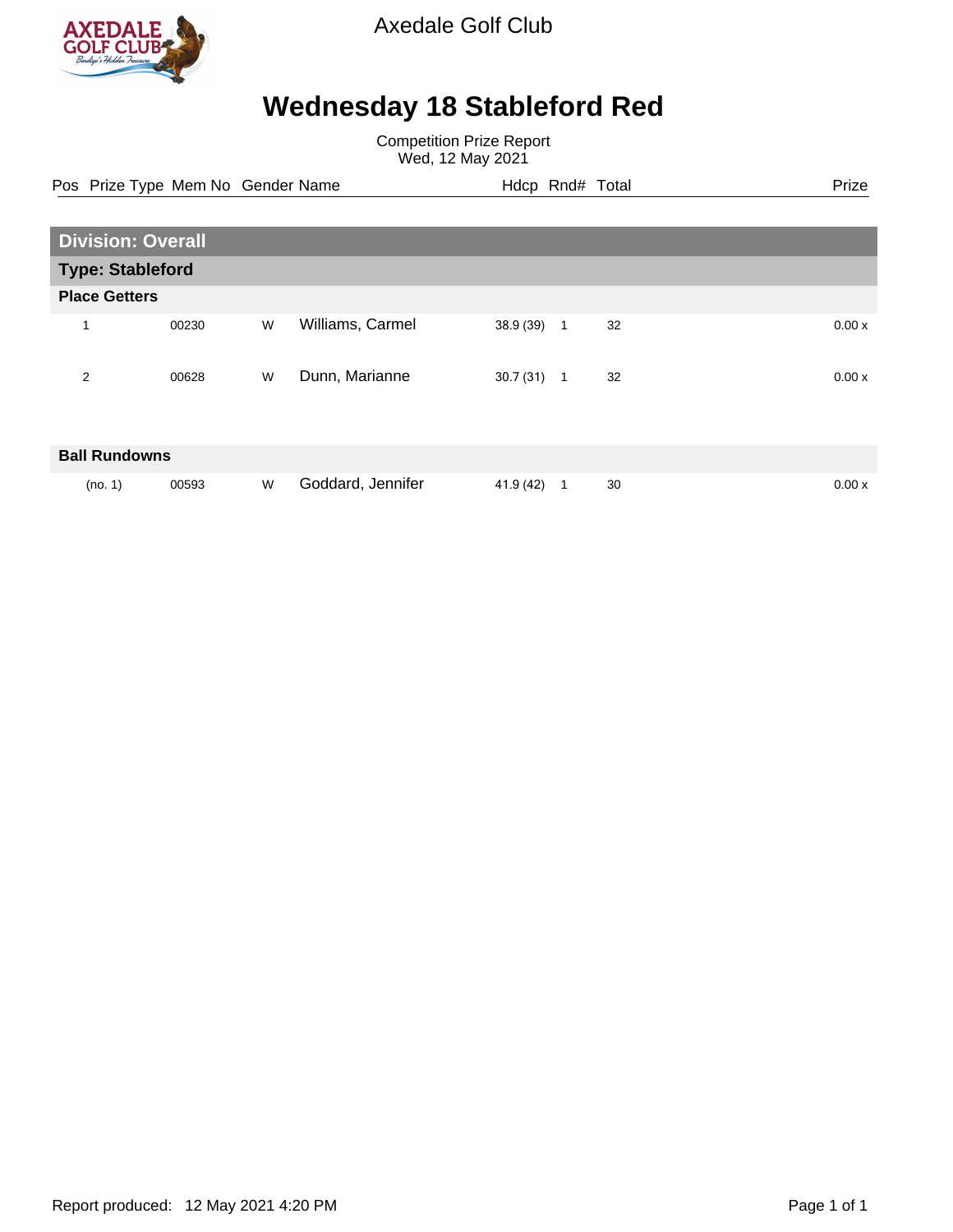Axedale Golf Club

# Wednesday 18 Stableford Red

Competition Prize Report
Wed, 12 May 2021

| Pos | Prize Type | Mem No | Gender | Name | Hdcp | Rnd# | Total | Prize |
|---|---|---|---|---|---|---|---|---|
| **Division: Overall** | | | | | | | | |
| **Type: Stableford** | | | | | | | | |
| **Place Getters** | | | | | | | | |
| 1 | | 00230 | W | Williams, Carmel | 38.9 (39) | 1 | 32 | 0.00 x |
| 2 | | 00628 | W | Dunn, Marianne | 30.7 (31) | 1 | 32 | 0.00 x |
| **Ball Rundowns** | | | | | | | | |
| (no. 1) | | 00593 | W | Goddard, Jennifer | 41.9 (42) | 1 | 30 | 0.00 x |

Report produced: 12 May 2021 4:20 PM